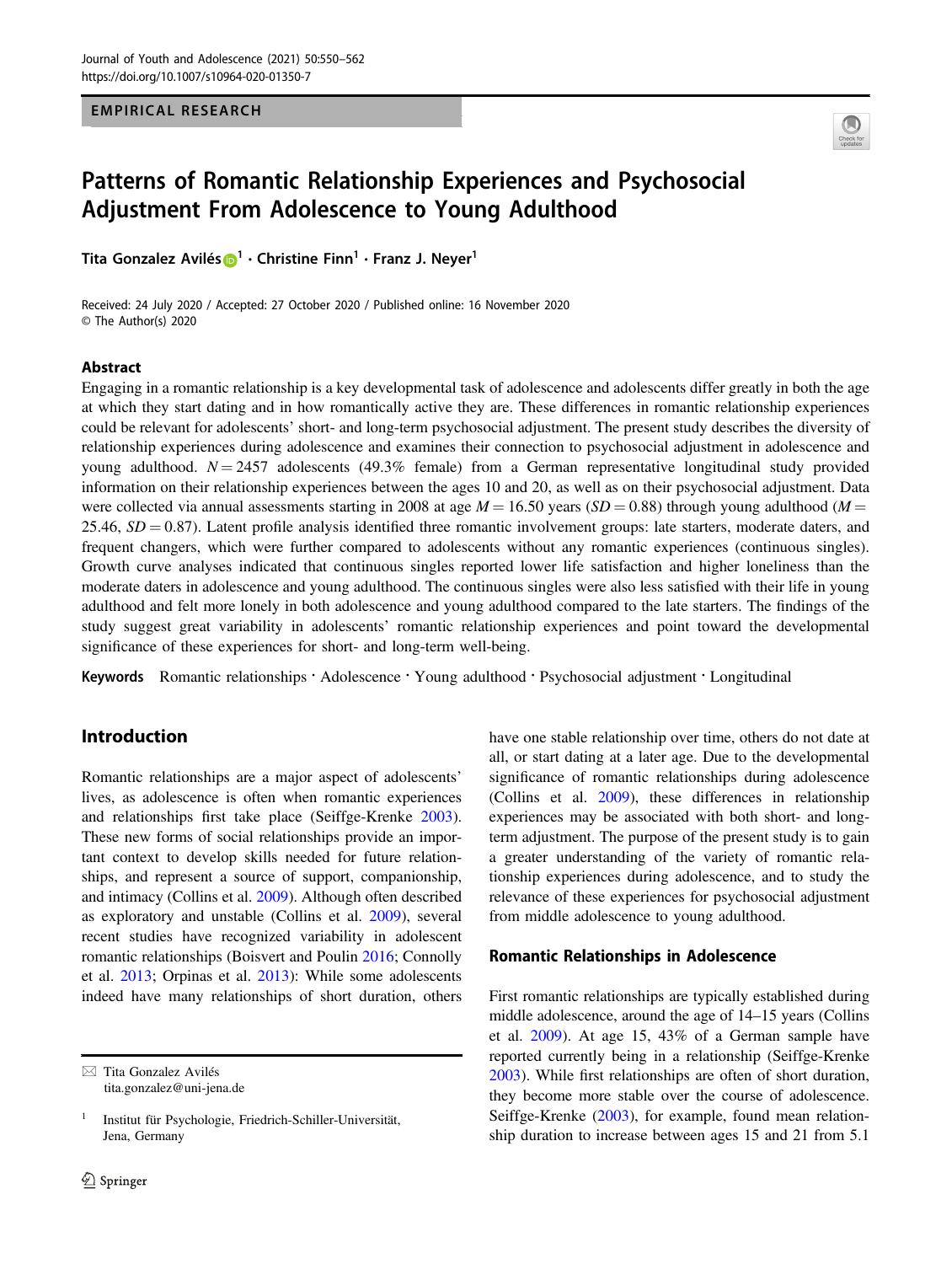EMPIRICAL RESEARCH

# Patterns of Romantic Relationship Experiences and Psychosocial Adjustment From Adolescence to Young Adulthood

**Tita Gonzalez Avilés**[1] · **Christine Finn**[1] · **Franz J. Neyer**[1]

Received: 24 July 2020 / Accepted: 27 October 2020 / Published online: 16 November 2020
© The Author(s) 2020

## Abstract

Engaging in a romantic relationship is a key developmental task of adolescence and adolescents differ greatly in both the age at which they start dating and in how romantically active they are. These differences in romantic relationship experiences could be relevant for adolescents' short- and long-term psychosocial adjustment. The present study describes the diversity of relationship experiences during adolescence and examines their connection to psychosocial adjustment in adolescence and young adulthood. $N = 2457$ adolescents (49.3% female) from a German representative longitudinal study provided information on their relationship experiences between the ages 10 and 20, as well as on their psychosocial adjustment. Data were collected via annual assessments starting in 2008 at age $M = 16.50$ years ($SD = 0.88$) through young adulthood ($M = 25.46$, $SD = 0.87$). Latent profile analysis identified three romantic involvement groups: late starters, moderate daters, and frequent changers, which were further compared to adolescents without any romantic experiences (continuous singles). Growth curve analyses indicated that continuous singles reported lower life satisfaction and higher loneliness than the moderate daters in adolescence and young adulthood. The continuous singles were also less satisfied with their life in young adulthood and felt more lonely in both adolescence and young adulthood compared to the late starters. The findings of the study suggest great variability in adolescents' romantic relationship experiences and point toward the developmental significance of these experiences for short- and long-term well-being.

**Keywords** Romantic relationships · Adolescence · Young adulthood · Psychosocial adjustment · Longitudinal

## Introduction

Romantic relationships are a major aspect of adolescents' lives, as adolescence is often when romantic experiences and relationships first take place (Seiffge-Krenke 2003). These new forms of social relationships provide an important context to develop skills needed for future relationships, and represent a source of support, companionship, and intimacy (Collins et al. 2009). Although often described as exploratory and unstable (Collins et al. 2009), several recent studies have recognized variability in adolescent romantic relationships (Boisvert and Poulin 2016; Connolly et al. 2013; Orpinas et al. 2013): While some adolescents indeed have many relationships of short duration, others have one stable relationship over time, others do not date at all, or start dating at a later age. Due to the developmental significance of romantic relationships during adolescence (Collins et al. 2009), these differences in relationship experiences may be associated with both short- and long-term adjustment. The purpose of the present study is to gain a greater understanding of the variety of romantic relationship experiences during adolescence, and to study the relevance of these experiences for psychosocial adjustment from middle adolescence to young adulthood.

### Romantic Relationships in Adolescence

First romantic relationships are typically established during middle adolescence, around the age of 14–15 years (Collins et al. 2009). At age 15, 43% of a German sample have reported currently being in a relationship (Seiffge-Krenke 2003). While first relationships are often of short duration, they become more stable over the course of adolescence. Seiffge-Krenke (2003), for example, found mean relationship duration to increase between ages 15 and 21 from 5.1

---

✉ Tita Gonzalez Avilés
tita.gonzalez@uni-jena.de

[1] Institut für Psychologie, Friedrich-Schiller-Universität, Jena, Germany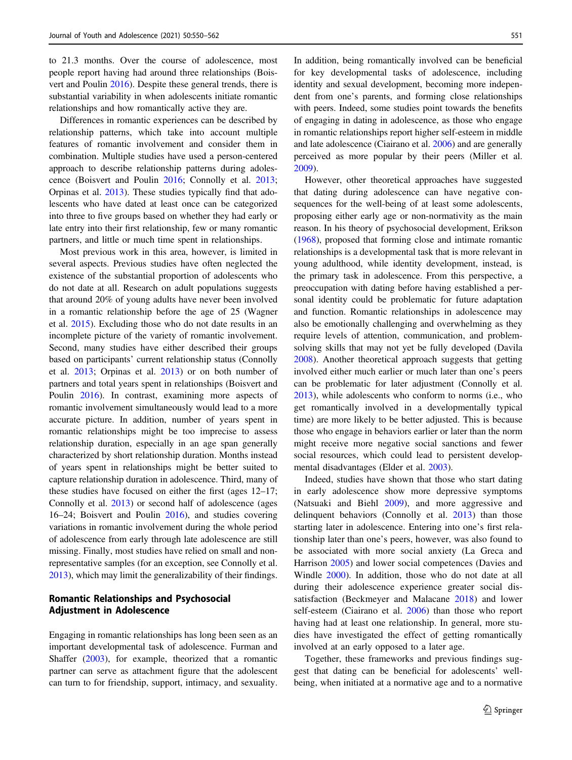to 21.3 months. Over the course of adolescence, most people report having had around three relationships (Boisvert and Poulin 2016). Despite these general trends, there is substantial variability in when adolescents initiate romantic relationships and how romantically active they are.

Differences in romantic experiences can be described by relationship patterns, which take into account multiple features of romantic involvement and consider them in combination. Multiple studies have used a person-centered approach to describe relationship patterns during adolescence (Boisvert and Poulin 2016; Connolly et al. 2013; Orpinas et al. 2013). These studies typically find that adolescents who have dated at least once can be categorized into three to five groups based on whether they had early or late entry into their first relationship, few or many romantic partners, and little or much time spent in relationships.

Most previous work in this area, however, is limited in several aspects. Previous studies have often neglected the existence of the substantial proportion of adolescents who do not date at all. Research on adult populations suggests that around 20% of young adults have never been involved in a romantic relationship before the age of 25 (Wagner et al. 2015). Excluding those who do not date results in an incomplete picture of the variety of romantic involvement. Second, many studies have either described their groups based on participants' current relationship status (Connolly et al. 2013; Orpinas et al. 2013) or on both number of partners and total years spent in relationships (Boisvert and Poulin 2016). In contrast, examining more aspects of romantic involvement simultaneously would lead to a more accurate picture. In addition, number of years spent in romantic relationships might be too imprecise to assess relationship duration, especially in an age span generally characterized by short relationship duration. Months instead of years spent in relationships might be better suited to capture relationship duration in adolescence. Third, many of these studies have focused on either the first (ages 12–17; Connolly et al. 2013) or second half of adolescence (ages 16–24; Boisvert and Poulin 2016), and studies covering variations in romantic involvement during the whole period of adolescence from early through late adolescence are still missing. Finally, most studies have relied on small and non-representative samples (for an exception, see Connolly et al. 2013), which may limit the generalizability of their findings.

## Romantic Relationships and Psychosocial Adjustment in Adolescence

Engaging in romantic relationships has long been seen as an important developmental task of adolescence. Furman and Shaffer (2003), for example, theorized that a romantic partner can serve as attachment figure that the adolescent can turn to for friendship, support, intimacy, and sexuality. In addition, being romantically involved can be beneficial for key developmental tasks of adolescence, including identity and sexual development, becoming more independent from one's parents, and forming close relationships with peers. Indeed, some studies point towards the benefits of engaging in dating in adolescence, as those who engage in romantic relationships report higher self-esteem in middle and late adolescence (Ciairano et al. 2006) and are generally perceived as more popular by their peers (Miller et al. 2009).

However, other theoretical approaches have suggested that dating during adolescence can have negative consequences for the well-being of at least some adolescents, proposing either early age or non-normativity as the main reason. In his theory of psychosocial development, Erikson (1968), proposed that forming close and intimate romantic relationships is a developmental task that is more relevant in young adulthood, while identity development, instead, is the primary task in adolescence. From this perspective, a preoccupation with dating before having established a personal identity could be problematic for future adaptation and function. Romantic relationships in adolescence may also be emotionally challenging and overwhelming as they require levels of attention, communication, and problem-solving skills that may not yet be fully developed (Davila 2008). Another theoretical approach suggests that getting involved either much earlier or much later than one's peers can be problematic for later adjustment (Connolly et al. 2013), while adolescents who conform to norms (i.e., who get romantically involved in a developmentally typical time) are more likely to be better adjusted. This is because those who engage in behaviors earlier or later than the norm might receive more negative social sanctions and fewer social resources, which could lead to persistent developmental disadvantages (Elder et al. 2003).

Indeed, studies have shown that those who start dating in early adolescence show more depressive symptoms (Natsuaki and Biehl 2009), and more aggressive and delinquent behaviors (Connolly et al. 2013) than those starting later in adolescence. Entering into one's first relationship later than one's peers, however, was also found to be associated with more social anxiety (La Greca and Harrison 2005) and lower social competences (Davies and Windle 2000). In addition, those who do not date at all during their adolescence experience greater social dissatisfaction (Beckmeyer and Malacane 2018) and lower self-esteem (Ciairano et al. 2006) than those who report having had at least one relationship. In general, more studies have investigated the effect of getting romantically involved at an early opposed to a later age.

Together, these frameworks and previous findings suggest that dating can be beneficial for adolescents' well-being, when initiated at a normative age and to a normative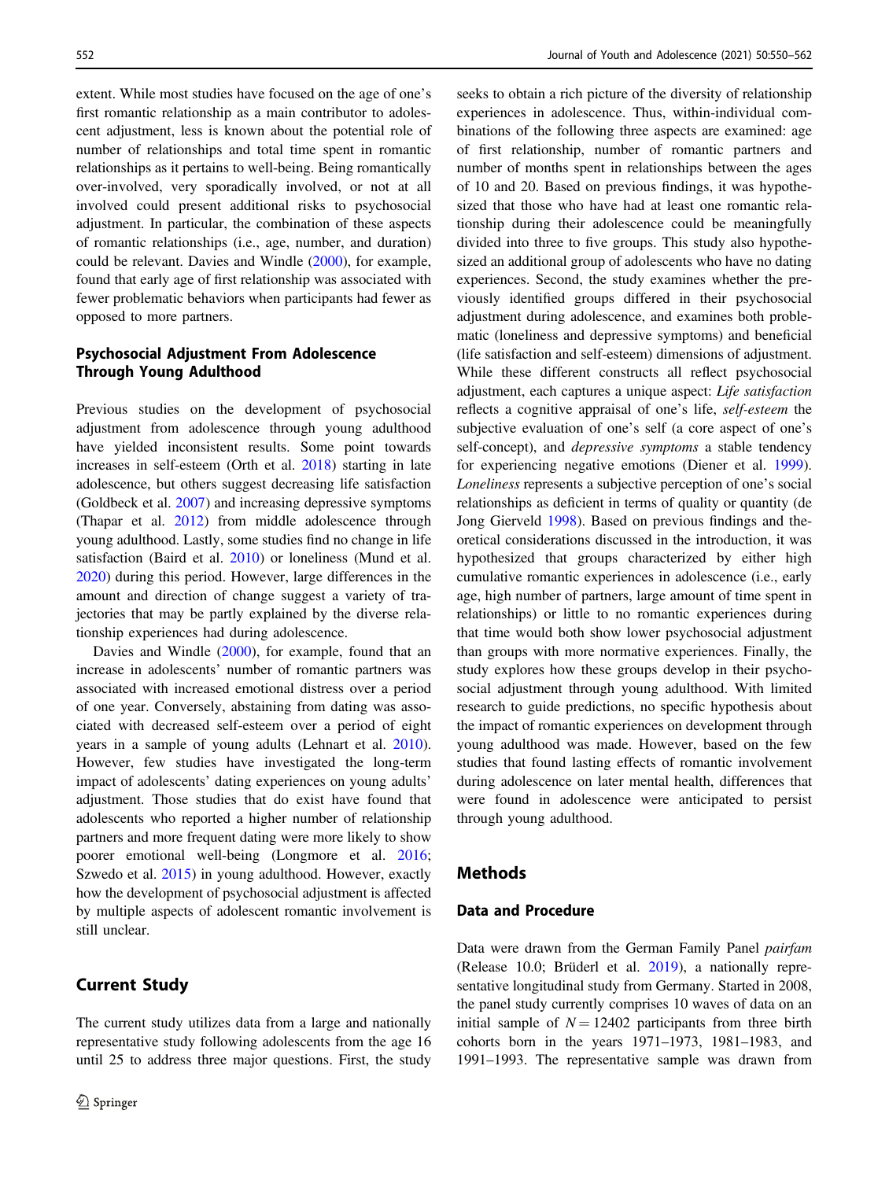extent. While most studies have focused on the age of one's first romantic relationship as a main contributor to adolescent adjustment, less is known about the potential role of number of relationships and total time spent in romantic relationships as it pertains to well-being. Being romantically over-involved, very sporadically involved, or not at all involved could present additional risks to psychosocial adjustment. In particular, the combination of these aspects of romantic relationships (i.e., age, number, and duration) could be relevant. Davies and Windle (2000), for example, found that early age of first relationship was associated with fewer problematic behaviors when participants had fewer as opposed to more partners.

### Psychosocial Adjustment From Adolescence Through Young Adulthood

Previous studies on the development of psychosocial adjustment from adolescence through young adulthood have yielded inconsistent results. Some point towards increases in self-esteem (Orth et al. 2018) starting in late adolescence, but others suggest decreasing life satisfaction (Goldbeck et al. 2007) and increasing depressive symptoms (Thapar et al. 2012) from middle adolescence through young adulthood. Lastly, some studies find no change in life satisfaction (Baird et al. 2010) or loneliness (Mund et al. 2020) during this period. However, large differences in the amount and direction of change suggest a variety of trajectories that may be partly explained by the diverse relationship experiences had during adolescence.

Davies and Windle (2000), for example, found that an increase in adolescents' number of romantic partners was associated with increased emotional distress over a period of one year. Conversely, abstaining from dating was associated with decreased self-esteem over a period of eight years in a sample of young adults (Lehnart et al. 2010). However, few studies have investigated the long-term impact of adolescents' dating experiences on young adults' adjustment. Those studies that do exist have found that adolescents who reported a higher number of relationship partners and more frequent dating were more likely to show poorer emotional well-being (Longmore et al. 2016; Szwedo et al. 2015) in young adulthood. However, exactly how the development of psychosocial adjustment is affected by multiple aspects of adolescent romantic involvement is still unclear.

## Current Study

The current study utilizes data from a large and nationally representative study following adolescents from the age 16 until 25 to address three major questions. First, the study seeks to obtain a rich picture of the diversity of relationship experiences in adolescence. Thus, within-individual combinations of the following three aspects are examined: age of first relationship, number of romantic partners and number of months spent in relationships between the ages of 10 and 20. Based on previous findings, it was hypothesized that those who have had at least one romantic relationship during their adolescence could be meaningfully divided into three to five groups. This study also hypothesized an additional group of adolescents who have no dating experiences. Second, the study examines whether the previously identified groups differed in their psychosocial adjustment during adolescence, and examines both problematic (loneliness and depressive symptoms) and beneficial (life satisfaction and self-esteem) dimensions of adjustment. While these different constructs all reflect psychosocial adjustment, each captures a unique aspect: *Life satisfaction* reflects a cognitive appraisal of one's life, *self-esteem* the subjective evaluation of one's self (a core aspect of one's self-concept), and *depressive symptoms* a stable tendency for experiencing negative emotions (Diener et al. 1999). *Loneliness* represents a subjective perception of one's social relationships as deficient in terms of quality or quantity (de Jong Gierveld 1998). Based on previous findings and theoretical considerations discussed in the introduction, it was hypothesized that groups characterized by either high cumulative romantic experiences in adolescence (i.e., early age, high number of partners, large amount of time spent in relationships) or little to no romantic experiences during that time would both show lower psychosocial adjustment than groups with more normative experiences. Finally, the study explores how these groups develop in their psychosocial adjustment through young adulthood. With limited research to guide predictions, no specific hypothesis about the impact of romantic experiences on development through young adulthood was made. However, based on the few studies that found lasting effects of romantic involvement during adolescence on later mental health, differences that were found in adolescence were anticipated to persist through young adulthood.

## Methods

### Data and Procedure

Data were drawn from the German Family Panel *pairfam* (Release 10.0; Brüderl et al. 2019), a nationally representative longitudinal study from Germany. Started in 2008, the panel study currently comprises 10 waves of data on an initial sample of $N = 12402$ participants from three birth cohorts born in the years 1971–1973, 1981–1983, and 1991–1993. The representative sample was drawn from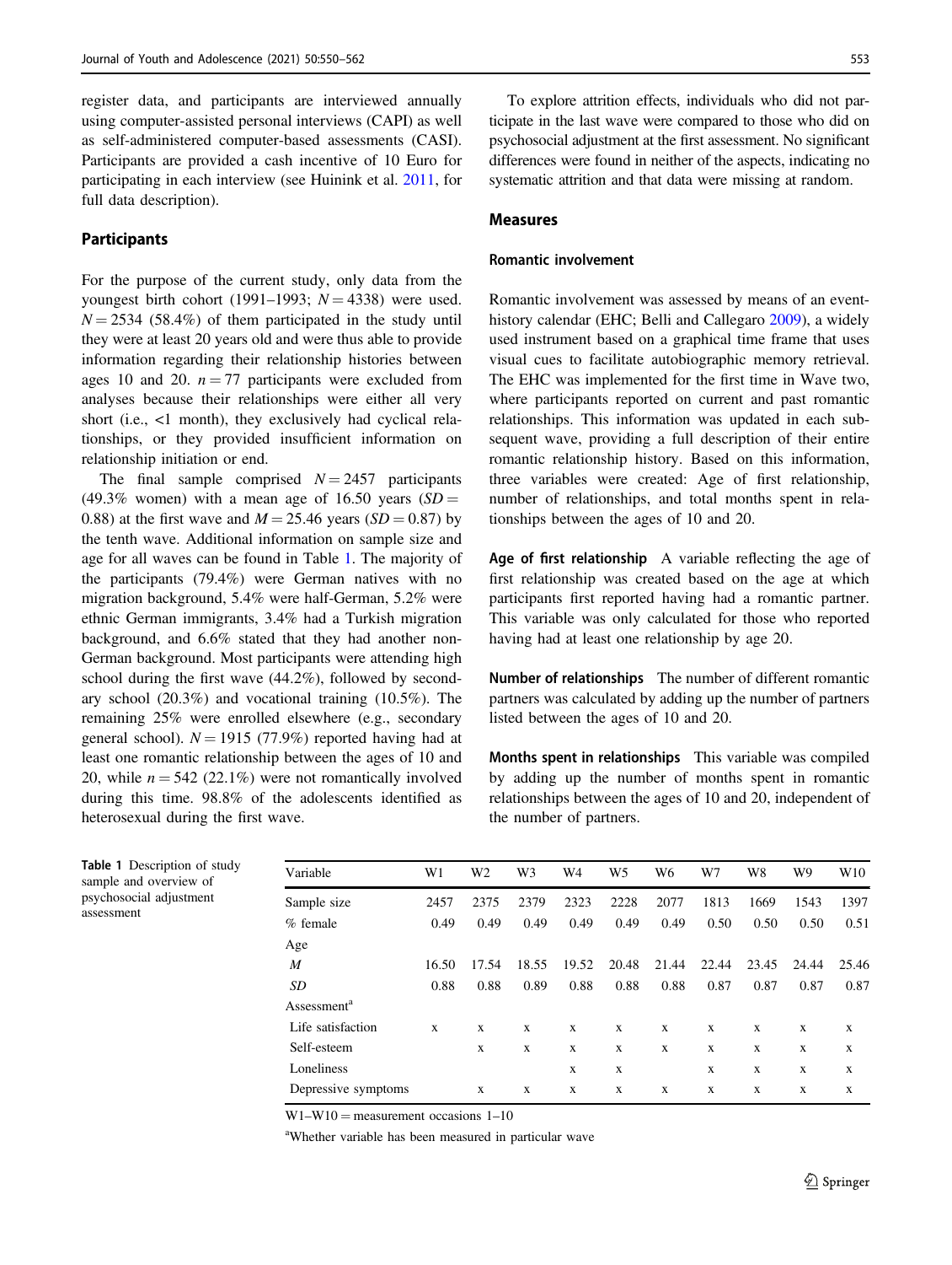register data, and participants are interviewed annually using computer-assisted personal interviews (CAPI) as well as self-administered computer-based assessments (CASI). Participants are provided a cash incentive of 10 Euro for participating in each interview (see Huinink et al. 2011, for full data description).

## Participants

For the purpose of the current study, only data from the youngest birth cohort (1991–1993; $N = 4338$) were used. $N = 2534$ (58.4%) of them participated in the study until they were at least 20 years old and were thus able to provide information regarding their relationship histories between ages 10 and 20. $n = 77$ participants were excluded from analyses because their relationships were either all very short (i.e., <1 month), they exclusively had cyclical relationships, or they provided insufficient information on relationship initiation or end.

The final sample comprised $N = 2457$ participants (49.3% women) with a mean age of 16.50 years ($SD = 0.88$) at the first wave and $M = 25.46$ years ($SD = 0.87$) by the tenth wave. Additional information on sample size and age for all waves can be found in Table 1. The majority of the participants (79.4%) were German natives with no migration background, 5.4% were half-German, 5.2% were ethnic German immigrants, 3.4% had a Turkish migration background, and 6.6% stated that they had another non-German background. Most participants were attending high school during the first wave (44.2%), followed by secondary school (20.3%) and vocational training (10.5%). The remaining 25% were enrolled elsewhere (e.g., secondary general school). $N = 1915$ (77.9%) reported having had at least one romantic relationship between the ages of 10 and 20, while $n = 542$ (22.1%) were not romantically involved during this time. 98.8% of the adolescents identified as heterosexual during the first wave.

To explore attrition effects, individuals who did not participate in the last wave were compared to those who did on psychosocial adjustment at the first assessment. No significant differences were found in neither of the aspects, indicating no systematic attrition and that data were missing at random.

## Measures

### Romantic involvement

Romantic involvement was assessed by means of an event-history calendar (EHC; Belli and Callegaro 2009), a widely used instrument based on a graphical time frame that uses visual cues to facilitate autobiographic memory retrieval. The EHC was implemented for the first time in Wave two, where participants reported on current and past romantic relationships. This information was updated in each subsequent wave, providing a full description of their entire romantic relationship history. Based on this information, three variables were created: Age of first relationship, number of relationships, and total months spent in relationships between the ages of 10 and 20.

**Age of first relationship** A variable reflecting the age of first relationship was created based on the age at which participants first reported having had a romantic partner. This variable was only calculated for those who reported having had at least one relationship by age 20.

**Number of relationships** The number of different romantic partners was calculated by adding up the number of partners listed between the ages of 10 and 20.

**Months spent in relationships** This variable was compiled by adding up the number of months spent in romantic relationships between the ages of 10 and 20, independent of the number of partners.

**Table 1** Description of study sample and overview of psychosocial adjustment assessment

| Variable | W1 | W2 | W3 | W4 | W5 | W6 | W7 | W8 | W9 | W10 |
|---|---|---|---|---|---|---|---|---|---|---|
| Sample size | 2457 | 2375 | 2379 | 2323 | 2228 | 2077 | 1813 | 1669 | 1543 | 1397 |
| % female | 0.49 | 0.49 | 0.49 | 0.49 | 0.49 | 0.49 | 0.50 | 0.50 | 0.50 | 0.51 |
| Age | | | | | | | | | | |
| *M* | 16.50 | 17.54 | 18.55 | 19.52 | 20.48 | 21.44 | 22.44 | 23.45 | 24.44 | 25.46 |
| *SD* | 0.88 | 0.88 | 0.89 | 0.88 | 0.88 | 0.88 | 0.87 | 0.87 | 0.87 | 0.87 |
| Assessment[a] | | | | | | | | | | |
| Life satisfaction | x | x | x | x | x | x | x | x | x | x |
| Self-esteem | | x | x | x | x | x | x | x | x | x |
| Loneliness | | | | x | x | | x | x | x | x |
| Depressive symptoms | | x | x | x | x | x | x | x | x | x |

W1–W10 = measurement occasions 1–10

[a]Whether variable has been measured in particular wave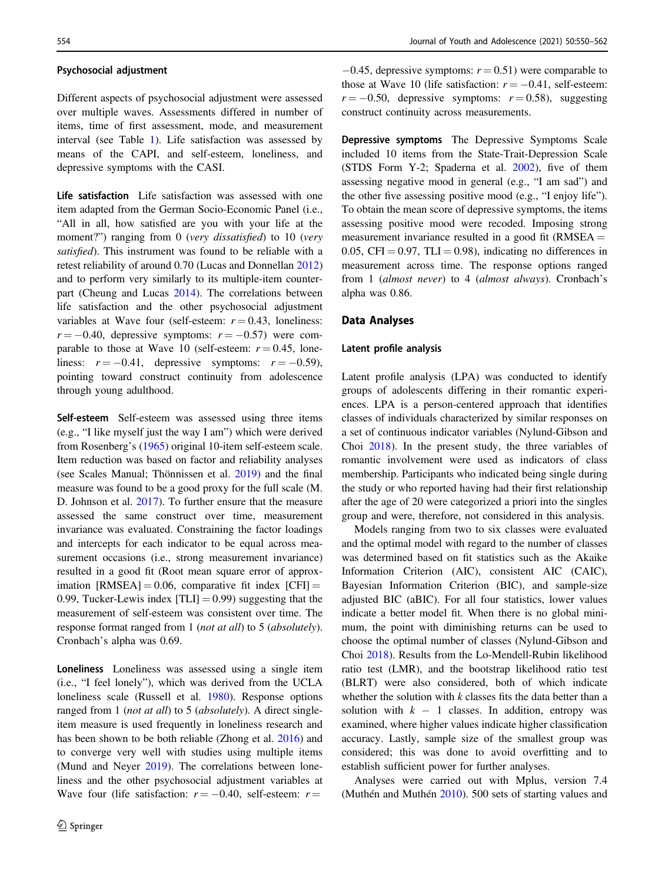### Psychosocial adjustment

Different aspects of psychosocial adjustment were assessed over multiple waves. Assessments differed in number of items, time of first assessment, mode, and measurement interval (see Table 1). Life satisfaction was assessed by means of the CAPI, and self-esteem, loneliness, and depressive symptoms with the CASI.

**Life satisfaction** Life satisfaction was assessed with one item adapted from the German Socio-Economic Panel (i.e., "All in all, how satisfied are you with your life at the moment?") ranging from 0 (*very dissatisfied*) to 10 (*very satisfied*). This instrument was found to be reliable with a retest reliability of around 0.70 (Lucas and Donnellan 2012) and to perform very similarly to its multiple-item counterpart (Cheung and Lucas 2014). The correlations between life satisfaction and the other psychosocial adjustment variables at Wave four (self-esteem: $r = 0.43$, loneliness: $r = -0.40$, depressive symptoms: $r = -0.57$) were comparable to those at Wave 10 (self-esteem: $r = 0.45$, loneliness: $r = -0.41$, depressive symptoms: $r = -0.59$), pointing toward construct continuity from adolescence through young adulthood.

**Self-esteem** Self-esteem was assessed using three items (e.g., "I like myself just the way I am") which were derived from Rosenberg's (1965) original 10-item self-esteem scale. Item reduction was based on factor and reliability analyses (see Scales Manual; Thönnissen et al. 2019) and the final measure was found to be a good proxy for the full scale (M. D. Johnson et al. 2017). To further ensure that the measure assessed the same construct over time, measurement invariance was evaluated. Constraining the factor loadings and intercepts for each indicator to be equal across measurement occasions (i.e., strong measurement invariance) resulted in a good fit (Root mean square error of approximation [RMSEA] = 0.06, comparative fit index [CFI] = 0.99, Tucker-Lewis index [TLI] = 0.99) suggesting that the measurement of self-esteem was consistent over time. The response format ranged from 1 (*not at all*) to 5 (*absolutely*). Cronbach's alpha was 0.69.

**Loneliness** Loneliness was assessed using a single item (i.e., "I feel lonely"), which was derived from the UCLA loneliness scale (Russell et al. 1980). Response options ranged from 1 (*not at all*) to 5 (*absolutely*). A direct single-item measure is used frequently in loneliness research and has been shown to be both reliable (Zhong et al. 2016) and to converge very well with studies using multiple items (Mund and Neyer 2019). The correlations between loneliness and the other psychosocial adjustment variables at Wave four (life satisfaction: $r = -0.40$, self-esteem: $r = -0.45$, depressive symptoms: $r = 0.51$) were comparable to those at Wave 10 (life satisfaction: $r = -0.41$, self-esteem: $r = -0.50$, depressive symptoms: $r = 0.58$), suggesting construct continuity across measurements.

**Depressive symptoms** The Depressive Symptoms Scale included 10 items from the State-Trait-Depression Scale (STDS Form Y-2; Spaderna et al. 2002), five of them assessing negative mood in general (e.g., "I am sad") and the other five assessing positive mood (e.g., "I enjoy life"). To obtain the mean score of depressive symptoms, the items assessing positive mood were recoded. Imposing strong measurement invariance resulted in a good fit (RMSEA = 0.05, CFI = 0.97, TLI = 0.98), indicating no differences in measurement across time. The response options ranged from 1 (*almost never*) to 4 (*almost always*). Cronbach's alpha was 0.86.

## Data Analyses

### Latent profile analysis

Latent profile analysis (LPA) was conducted to identify groups of adolescents differing in their romantic experiences. LPA is a person-centered approach that identifies classes of individuals characterized by similar responses on a set of continuous indicator variables (Nylund-Gibson and Choi 2018). In the present study, the three variables of romantic involvement were used as indicators of class membership. Participants who indicated being single during the study or who reported having had their first relationship after the age of 20 were categorized a priori into the singles group and were, therefore, not considered in this analysis.

Models ranging from two to six classes were evaluated and the optimal model with regard to the number of classes was determined based on fit statistics such as the Akaike Information Criterion (AIC), consistent AIC (CAIC), Bayesian Information Criterion (BIC), and sample-size adjusted BIC (aBIC). For all four statistics, lower values indicate a better model fit. When there is no global minimum, the point with diminishing returns can be used to choose the optimal number of classes (Nylund-Gibson and Choi 2018). Results from the Lo-Mendell-Rubin likelihood ratio test (LMR), and the bootstrap likelihood ratio test (BLRT) were also considered, both of which indicate whether the solution with $k$ classes fits the data better than a solution with $k - 1$ classes. In addition, entropy was examined, where higher values indicate higher classification accuracy. Lastly, sample size of the smallest group was considered; this was done to avoid overfitting and to establish sufficient power for further analyses.

Analyses were carried out with Mplus, version 7.4 (Muthén and Muthén 2010). 500 sets of starting values and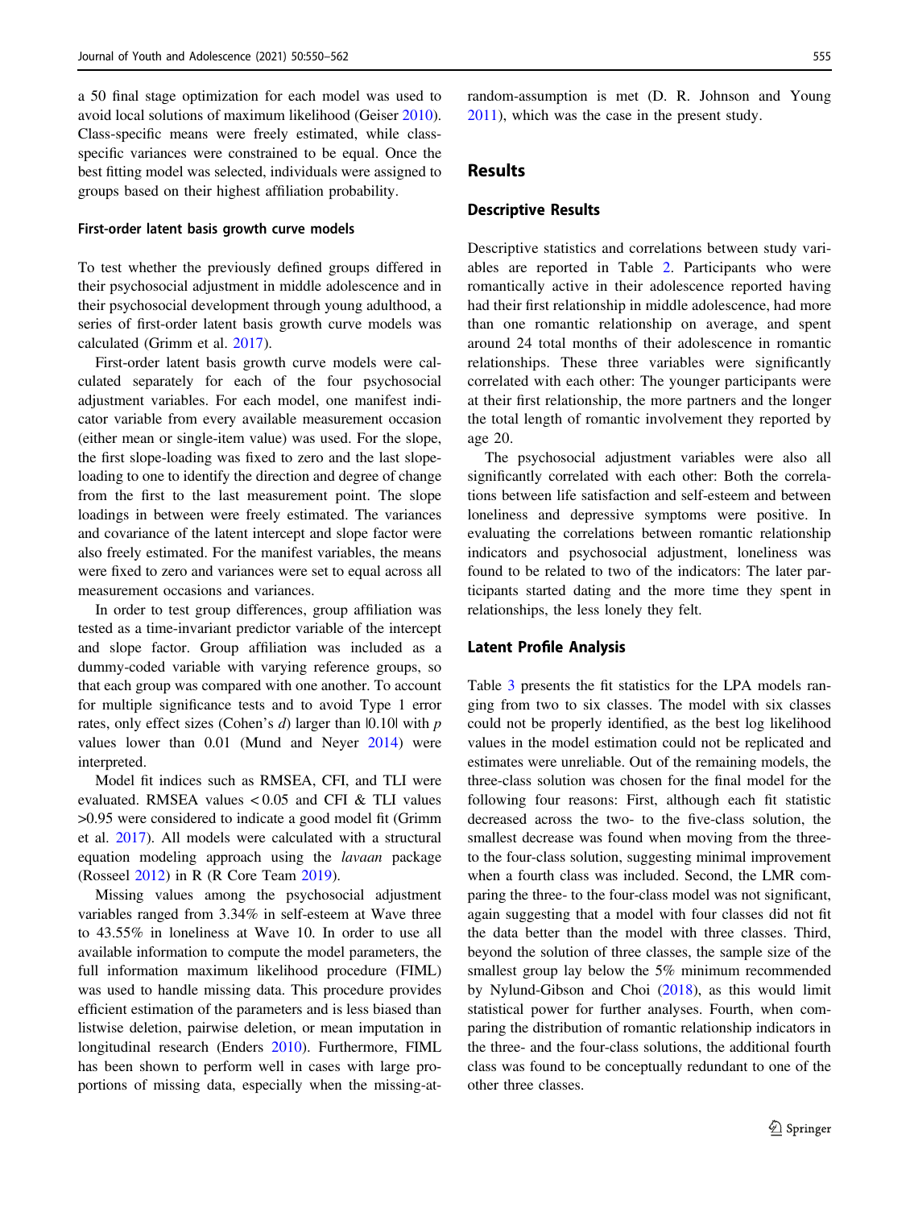a 50 final stage optimization for each model was used to avoid local solutions of maximum likelihood (Geiser 2010). Class-specific means were freely estimated, while class-specific variances were constrained to be equal. Once the best fitting model was selected, individuals were assigned to groups based on their highest affiliation probability.

#### First-order latent basis growth curve models

To test whether the previously defined groups differed in their psychosocial adjustment in middle adolescence and in their psychosocial development through young adulthood, a series of first-order latent basis growth curve models was calculated (Grimm et al. 2017).

First-order latent basis growth curve models were calculated separately for each of the four psychosocial adjustment variables. For each model, one manifest indicator variable from every available measurement occasion (either mean or single-item value) was used. For the slope, the first slope-loading was fixed to zero and the last slope-loading to one to identify the direction and degree of change from the first to the last measurement point. The slope loadings in between were freely estimated. The variances and covariance of the latent intercept and slope factor were also freely estimated. For the manifest variables, the means were fixed to zero and variances were set to equal across all measurement occasions and variances.

In order to test group differences, group affiliation was tested as a time-invariant predictor variable of the intercept and slope factor. Group affiliation was included as a dummy-coded variable with varying reference groups, so that each group was compared with one another. To account for multiple significance tests and to avoid Type 1 error rates, only effect sizes (Cohen's *d*) larger than $|0.10|$ with *p* values lower than 0.01 (Mund and Neyer 2014) were interpreted.

Model fit indices such as RMSEA, CFI, and TLI were evaluated. RMSEA values $<0.05$ and CFI & TLI values $>0.95$ were considered to indicate a good model fit (Grimm et al. 2017). All models were calculated with a structural equation modeling approach using the *lavaan* package (Rosseel 2012) in R (R Core Team 2019).

Missing values among the psychosocial adjustment variables ranged from 3.34% in self-esteem at Wave three to 43.55% in loneliness at Wave 10. In order to use all available information to compute the model parameters, the full information maximum likelihood procedure (FIML) was used to handle missing data. This procedure provides efficient estimation of the parameters and is less biased than listwise deletion, pairwise deletion, or mean imputation in longitudinal research (Enders 2010). Furthermore, FIML has been shown to perform well in cases with large proportions of missing data, especially when the missing-at-random-assumption is met (D. R. Johnson and Young 2011), which was the case in the present study.

## Results

### Descriptive Results

Descriptive statistics and correlations between study variables are reported in Table 2. Participants who were romantically active in their adolescence reported having had their first relationship in middle adolescence, had more than one romantic relationship on average, and spent around 24 total months of their adolescence in romantic relationships. These three variables were significantly correlated with each other: The younger participants were at their first relationship, the more partners and the longer the total length of romantic involvement they reported by age 20.

The psychosocial adjustment variables were also all significantly correlated with each other: Both the correlations between life satisfaction and self-esteem and between loneliness and depressive symptoms were positive. In evaluating the correlations between romantic relationship indicators and psychosocial adjustment, loneliness was found to be related to two of the indicators: The later participants started dating and the more time they spent in relationships, the less lonely they felt.

### Latent Profile Analysis

Table 3 presents the fit statistics for the LPA models ranging from two to six classes. The model with six classes could not be properly identified, as the best log likelihood values in the model estimation could not be replicated and estimates were unreliable. Out of the remaining models, the three-class solution was chosen for the final model for the following four reasons: First, although each fit statistic decreased across the two- to the five-class solution, the smallest decrease was found when moving from the three- to the four-class solution, suggesting minimal improvement when a fourth class was included. Second, the LMR comparing the three- to the four-class model was not significant, again suggesting that a model with four classes did not fit the data better than the model with three classes. Third, beyond the solution of three classes, the sample size of the smallest group lay below the 5% minimum recommended by Nylund-Gibson and Choi (2018), as this would limit statistical power for further analyses. Fourth, when comparing the distribution of romantic relationship indicators in the three- and the four-class solutions, the additional fourth class was found to be conceptually redundant to one of the other three classes.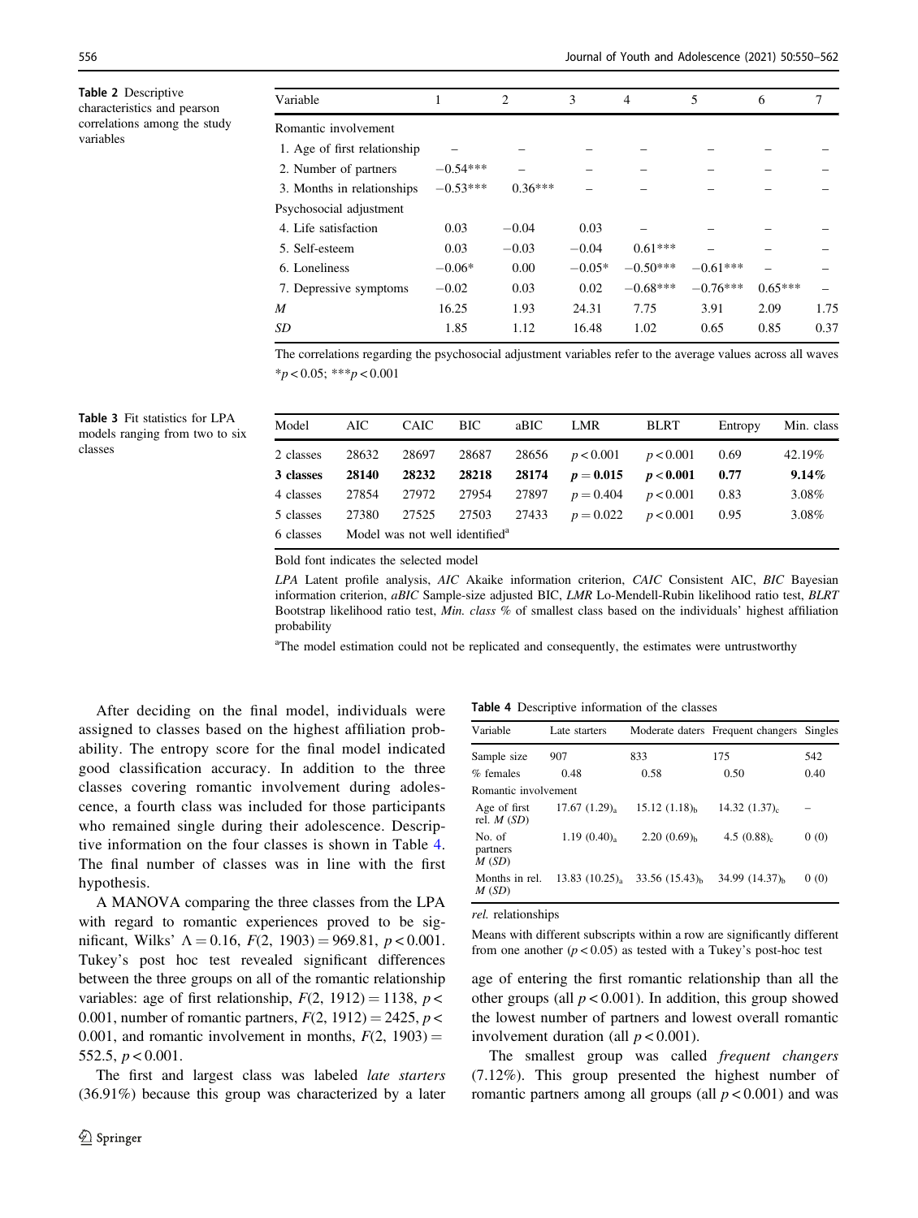**Table 2** Descriptive characteristics and pearson correlations among the study variables

| Variable | 1 | 2 | 3 | 4 | 5 | 6 | 7 |
|---|---|---|---|---|---|---|---|
| Romantic involvement | | | | | | | |
| 1. Age of first relationship | – | – | – | – | – | – | – |
| 2. Number of partners | −0.54*** | – | – | – | – | – | – |
| 3. Months in relationships | −0.53*** | 0.36*** | – | – | – | – | – |
| Psychosocial adjustment | | | | | | | |
| 4. Life satisfaction | 0.03 | −0.04 | 0.03 | – | – | – | – |
| 5. Self-esteem | 0.03 | −0.03 | −0.04 | 0.61*** | – | – | – |
| 6. Loneliness | −0.06* | 0.00 | −0.05* | −0.50*** | −0.61*** | – | – |
| 7. Depressive symptoms | −0.02 | 0.03 | 0.02 | −0.68*** | −0.76*** | 0.65*** | – |
| *M* | 16.25 | 1.93 | 24.31 | 7.75 | 3.91 | 2.09 | 1.75 |
| *SD* | 1.85 | 1.12 | 16.48 | 1.02 | 0.65 | 0.85 | 0.37 |

The correlations regarding the psychosocial adjustment variables refer to the average values across all waves

$*p < 0.05$; $***p < 0.001$

**Table 3** Fit statistics for LPA models ranging from two to six classes

| Model | AIC | CAIC | BIC | aBIC | LMR | BLRT | Entropy | Min. class |
|---|---|---|---|---|---|---|---|---|
| 2 classes | 28632 | 28697 | 28687 | 28656 | $p < 0.001$ | $p < 0.001$ | 0.69 | 42.19% |
| **3 classes** | **28140** | **28232** | **28218** | **28174** | $\mathbf{p = 0.015}$ | $\mathbf{p < 0.001}$ | **0.77** | **9.14%** |
| 4 classes | 27854 | 27972 | 27954 | 27897 | $p = 0.404$ | $p < 0.001$ | 0.83 | 3.08% |
| 5 classes | 27380 | 27525 | 27503 | 27433 | $p = 0.022$ | $p < 0.001$ | 0.95 | 3.08% |
| 6 classes | Model was not well identified[a] | | | | | | | |

Bold font indicates the selected model

*LPA* Latent profile analysis, *AIC* Akaike information criterion, *CAIC* Consistent AIC, *BIC* Bayesian information criterion, *aBIC* Sample-size adjusted BIC, *LMR* Lo-Mendell-Rubin likelihood ratio test, *BLRT* Bootstrap likelihood ratio test, *Min. class* % of smallest class based on the individuals' highest affiliation probability

[a]The model estimation could not be replicated and consequently, the estimates were untrustworthy

After deciding on the final model, individuals were assigned to classes based on the highest affiliation probability. The entropy score for the final model indicated good classification accuracy. In addition to the three classes covering romantic involvement during adolescence, a fourth class was included for those participants who remained single during their adolescence. Descriptive information on the four classes is shown in Table 4. The final number of classes was in line with the first hypothesis.

A MANOVA comparing the three classes from the LPA with regard to romantic experiences proved to be significant, Wilks' $\Lambda = 0.16$, $F(2, 1903) = 969.81$, $p < 0.001$. Tukey's post hoc test revealed significant differences between the three groups on all of the romantic relationship variables: age of first relationship, $F(2, 1912) = 1138$, $p < 0.001$, number of romantic partners, $F(2, 1912) = 2425$, $p < 0.001$, and romantic involvement in months, $F(2, 1903) = 552.5$, $p < 0.001$.

The first and largest class was labeled *late starters* (36.91%) because this group was characterized by a later age of entering the first romantic relationship than all the other groups (all $p < 0.001$). In addition, this group showed the lowest number of partners and lowest overall romantic involvement duration (all $p < 0.001$).

The smallest group was called *frequent changers* (7.12%). This group presented the highest number of romantic partners among all groups (all $p < 0.001$) and was

**Table 4** Descriptive information of the classes

| Variable | Late starters | Moderate daters | Frequent changers | Singles |
|---|---|---|---|---|
| Sample size | 907 | 833 | 175 | 542 |
| % females | 0.48 | 0.58 | 0.50 | 0.40 |
| Romantic involvement | | | | |
| Age of first rel. *M* (*SD*) | $17.67\ (1.29)_a$ | $15.12\ (1.18)_b$ | $14.32\ (1.37)_c$ | – |
| No. of partners *M* (*SD*) | $1.19\ (0.40)_a$ | $2.20\ (0.69)_b$ | $4.5\ (0.88)_c$ | 0 (0) |
| Months in rel. *M* (*SD*) | $13.83\ (10.25)_a$ | $33.56\ (15.43)_b$ | $34.99\ (14.37)_b$ | 0 (0) |

*rel.* relationships

Means with different subscripts within a row are significantly different from one another ($p < 0.05$) as tested with a Tukey's post-hoc test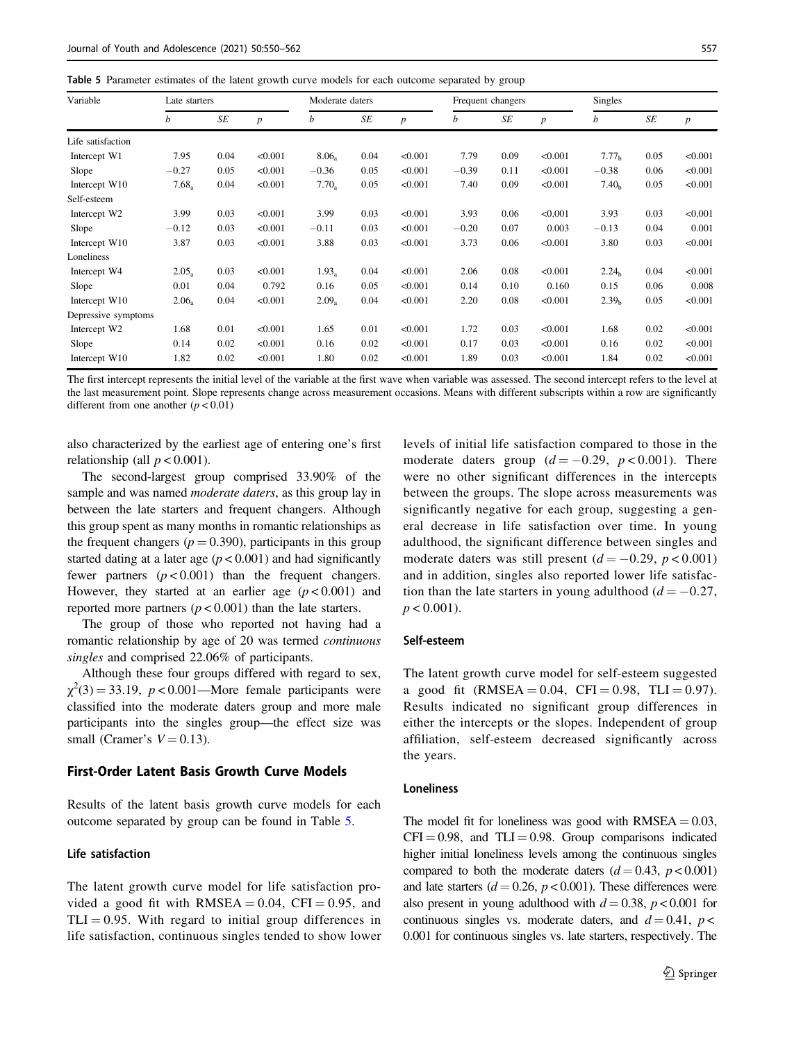**Table 5** Parameter estimates of the latent growth curve models for each outcome separated by group

| Variable | Late starters | | | Moderate daters | | | Frequent changers | | | Singles | | |
|---|---|---|---|---|---|---|---|---|---|---|---|---|
| | $b$ | $SE$ | $p$ | $b$ | $SE$ | $p$ | $b$ | $SE$ | $p$ | $b$ | $SE$ | $p$ |
| Life satisfaction | | | | | | | | | | | | |
| Intercept W1 | 7.95 | 0.04 | <0.001 | $8.06_a$ | 0.04 | <0.001 | 7.79 | 0.09 | <0.001 | $7.77_b$ | 0.05 | <0.001 |
| Slope | −0.27 | 0.05 | <0.001 | −0.36 | 0.05 | <0.001 | −0.39 | 0.11 | <0.001 | −0.38 | 0.06 | <0.001 |
| Intercept W10 | $7.68_a$ | 0.04 | <0.001 | $7.70_a$ | 0.05 | <0.001 | 7.40 | 0.09 | <0.001 | $7.40_b$ | 0.05 | <0.001 |
| Self-esteem | | | | | | | | | | | | |
| Intercept W2 | 3.99 | 0.03 | <0.001 | 3.99 | 0.03 | <0.001 | 3.93 | 0.06 | <0.001 | 3.93 | 0.03 | <0.001 |
| Slope | −0.12 | 0.03 | <0.001 | −0.11 | 0.03 | <0.001 | −0.20 | 0.07 | 0.003 | −0.13 | 0.04 | 0.001 |
| Intercept W10 | 3.87 | 0.03 | <0.001 | 3.88 | 0.03 | <0.001 | 3.73 | 0.06 | <0.001 | 3.80 | 0.03 | <0.001 |
| Loneliness | | | | | | | | | | | | |
| Intercept W4 | $2.05_a$ | 0.03 | <0.001 | $1.93_a$ | 0.04 | <0.001 | 2.06 | 0.08 | <0.001 | $2.24_b$ | 0.04 | <0.001 |
| Slope | 0.01 | 0.04 | 0.792 | 0.16 | 0.05 | <0.001 | 0.14 | 0.10 | 0.160 | 0.15 | 0.06 | 0.008 |
| Intercept W10 | $2.06_a$ | 0.04 | <0.001 | $2.09_a$ | 0.04 | <0.001 | 2.20 | 0.08 | <0.001 | $2.39_b$ | 0.05 | <0.001 |
| Depressive symptoms | | | | | | | | | | | | |
| Intercept W2 | 1.68 | 0.01 | <0.001 | 1.65 | 0.01 | <0.001 | 1.72 | 0.03 | <0.001 | 1.68 | 0.02 | <0.001 |
| Slope | 0.14 | 0.02 | <0.001 | 0.16 | 0.02 | <0.001 | 0.17 | 0.03 | <0.001 | 0.16 | 0.02 | <0.001 |
| Intercept W10 | 1.82 | 0.02 | <0.001 | 1.80 | 0.02 | <0.001 | 1.89 | 0.03 | <0.001 | 1.84 | 0.02 | <0.001 |

The first intercept represents the initial level of the variable at the first wave when variable was assessed. The second intercept refers to the level at the last measurement point. Slope represents change across measurement occasions. Means with different subscripts within a row are significantly different from one another ($p < 0.01$)

also characterized by the earliest age of entering one's first relationship (all $p < 0.001$).

The second-largest group comprised 33.90% of the sample and was named *moderate daters*, as this group lay in between the late starters and frequent changers. Although this group spent as many months in romantic relationships as the frequent changers ($p = 0.390$), participants in this group started dating at a later age ($p < 0.001$) and had significantly fewer partners ($p < 0.001$) than the frequent changers. However, they started at an earlier age ($p < 0.001$) and reported more partners ($p < 0.001$) than the late starters.

The group of those who reported not having had a romantic relationship by age of 20 was termed *continuous singles* and comprised 22.06% of participants.

Although these four groups differed with regard to sex, $\chi^2(3) = 33.19$, $p < 0.001$—More female participants were classified into the moderate daters group and more male participants into the singles group—the effect size was small (Cramer's $V = 0.13$).

## First-Order Latent Basis Growth Curve Models

Results of the latent basis growth curve models for each outcome separated by group can be found in Table 5.

### Life satisfaction

The latent growth curve model for life satisfaction provided a good fit with RMSEA = 0.04, CFI = 0.95, and TLI = 0.95. With regard to initial group differences in life satisfaction, continuous singles tended to show lower levels of initial life satisfaction compared to those in the moderate daters group ($d = -0.29$, $p < 0.001$). There were no other significant differences in the intercepts between the groups. The slope across measurements was significantly negative for each group, suggesting a general decrease in life satisfaction over time. In young adulthood, the significant difference between singles and moderate daters was still present ($d = -0.29$, $p < 0.001$) and in addition, singles also reported lower life satisfaction than the late starters in young adulthood ($d = -0.27$, $p < 0.001$).

### Self-esteem

The latent growth curve model for self-esteem suggested a good fit (RMSEA = 0.04, CFI = 0.98, TLI = 0.97). Results indicated no significant group differences in either the intercepts or the slopes. Independent of group affiliation, self-esteem decreased significantly across the years.

### Loneliness

The model fit for loneliness was good with RMSEA = 0.03, CFI = 0.98, and TLI = 0.98. Group comparisons indicated higher initial loneliness levels among the continuous singles compared to both the moderate daters ($d = 0.43$, $p < 0.001$) and late starters ($d = 0.26$, $p < 0.001$). These differences were also present in young adulthood with $d = 0.38$, $p < 0.001$ for continuous singles vs. moderate daters, and $d = 0.41$, $p < 0.001$ for continuous singles vs. late starters, respectively. The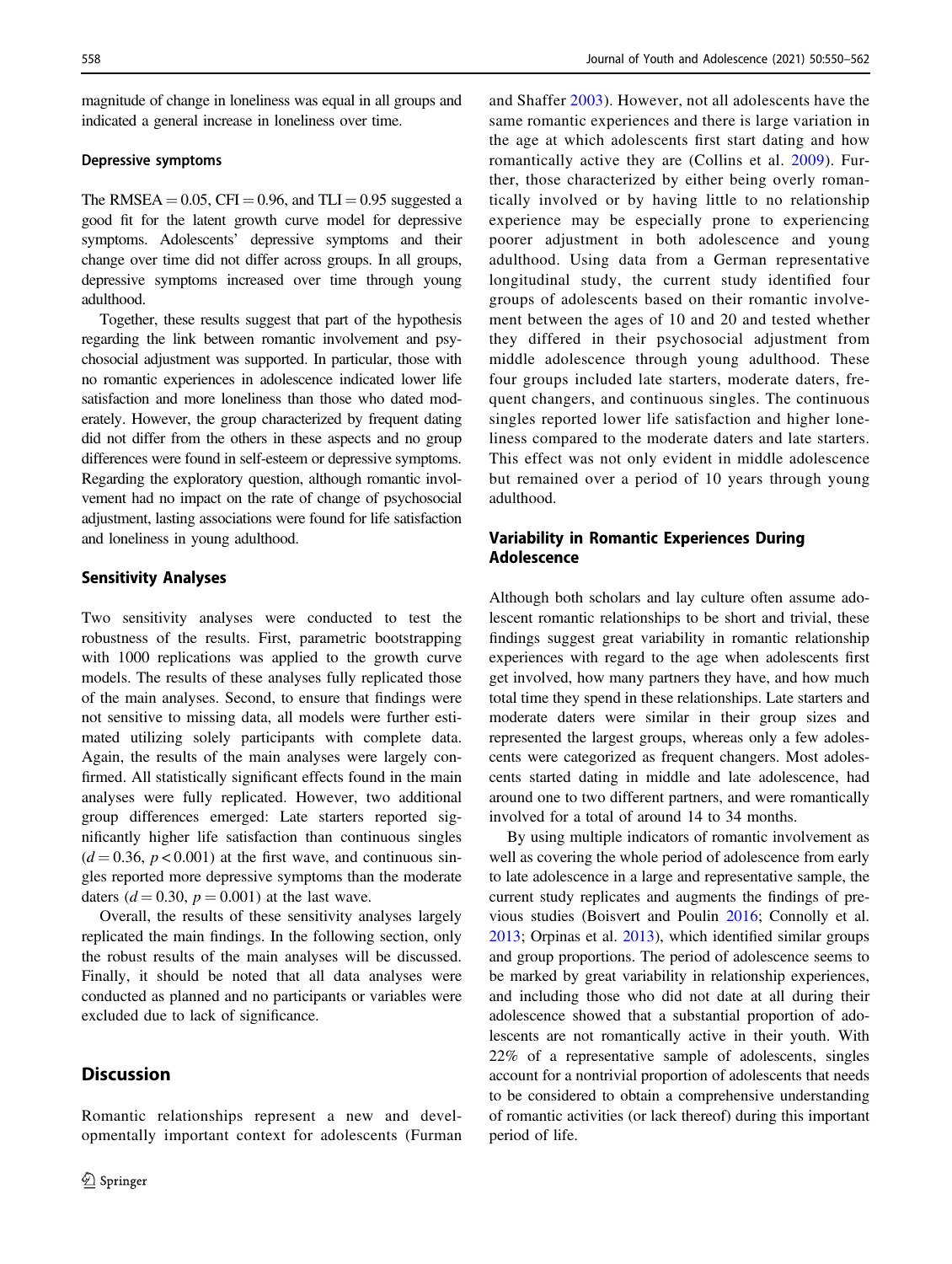magnitude of change in loneliness was equal in all groups and indicated a general increase in loneliness over time.

#### Depressive symptoms

The RMSEA = 0.05, CFI = 0.96, and TLI = 0.95 suggested a good fit for the latent growth curve model for depressive symptoms. Adolescents' depressive symptoms and their change over time did not differ across groups. In all groups, depressive symptoms increased over time through young adulthood.

Together, these results suggest that part of the hypothesis regarding the link between romantic involvement and psychosocial adjustment was supported. In particular, those with no romantic experiences in adolescence indicated lower life satisfaction and more loneliness than those who dated moderately. However, the group characterized by frequent dating did not differ from the others in these aspects and no group differences were found in self-esteem or depressive symptoms. Regarding the exploratory question, although romantic involvement had no impact on the rate of change of psychosocial adjustment, lasting associations were found for life satisfaction and loneliness in young adulthood.

### Sensitivity Analyses

Two sensitivity analyses were conducted to test the robustness of the results. First, parametric bootstrapping with 1000 replications was applied to the growth curve models. The results of these analyses fully replicated those of the main analyses. Second, to ensure that findings were not sensitive to missing data, all models were further estimated utilizing solely participants with complete data. Again, the results of the main analyses were largely confirmed. All statistically significant effects found in the main analyses were fully replicated. However, two additional group differences emerged: Late starters reported significantly higher life satisfaction than continuous singles ($d = 0.36$, $p < 0.001$) at the first wave, and continuous singles reported more depressive symptoms than the moderate daters ($d = 0.30$, $p = 0.001$) at the last wave.

Overall, the results of these sensitivity analyses largely replicated the main findings. In the following section, only the robust results of the main analyses will be discussed. Finally, it should be noted that all data analyses were conducted as planned and no participants or variables were excluded due to lack of significance.

## Discussion

Romantic relationships represent a new and developmentally important context for adolescents (Furman and Shaffer 2003). However, not all adolescents have the same romantic experiences and there is large variation in the age at which adolescents first start dating and how romantically active they are (Collins et al. 2009). Further, those characterized by either being overly romantically involved or by having little to no relationship experience may be especially prone to experiencing poorer adjustment in both adolescence and young adulthood. Using data from a German representative longitudinal study, the current study identified four groups of adolescents based on their romantic involvement between the ages of 10 and 20 and tested whether they differed in their psychosocial adjustment from middle adolescence through young adulthood. These four groups included late starters, moderate daters, frequent changers, and continuous singles. The continuous singles reported lower life satisfaction and higher loneliness compared to the moderate daters and late starters. This effect was not only evident in middle adolescence but remained over a period of 10 years through young adulthood.

### Variability in Romantic Experiences During Adolescence

Although both scholars and lay culture often assume adolescent romantic relationships to be short and trivial, these findings suggest great variability in romantic relationship experiences with regard to the age when adolescents first get involved, how many partners they have, and how much total time they spend in these relationships. Late starters and moderate daters were similar in their group sizes and represented the largest groups, whereas only a few adolescents were categorized as frequent changers. Most adolescents started dating in middle and late adolescence, had around one to two different partners, and were romantically involved for a total of around 14 to 34 months.

By using multiple indicators of romantic involvement as well as covering the whole period of adolescence from early to late adolescence in a large and representative sample, the current study replicates and augments the findings of previous studies (Boisvert and Poulin 2016; Connolly et al. 2013; Orpinas et al. 2013), which identified similar groups and group proportions. The period of adolescence seems to be marked by great variability in relationship experiences, and including those who did not date at all during their adolescence showed that a substantial proportion of adolescents are not romantically active in their youth. With 22% of a representative sample of adolescents, singles account for a nontrivial proportion of adolescents that needs to be considered to obtain a comprehensive understanding of romantic activities (or lack thereof) during this important period of life.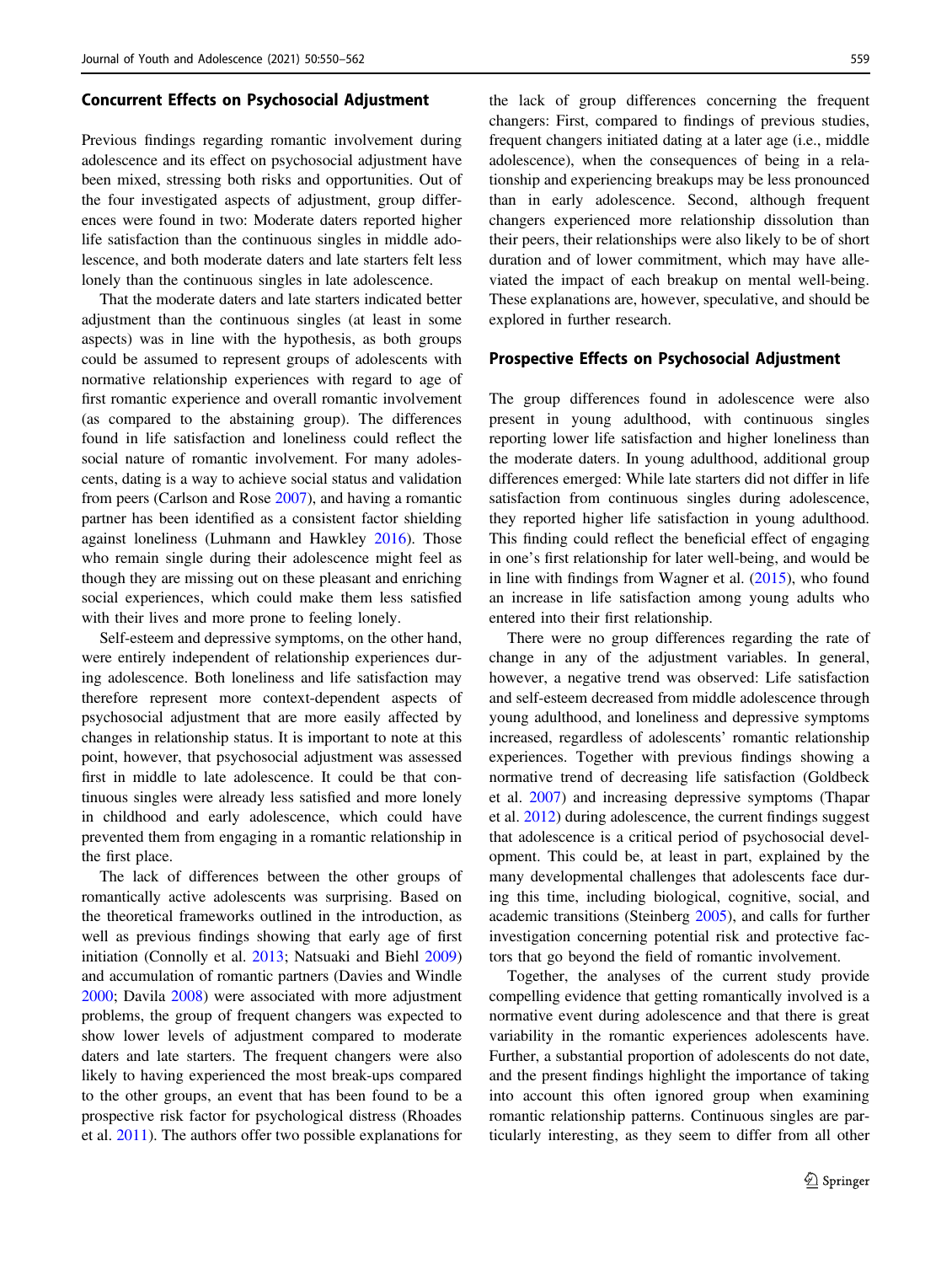### Concurrent Effects on Psychosocial Adjustment

Previous findings regarding romantic involvement during adolescence and its effect on psychosocial adjustment have been mixed, stressing both risks and opportunities. Out of the four investigated aspects of adjustment, group differences were found in two: Moderate daters reported higher life satisfaction than the continuous singles in middle adolescence, and both moderate daters and late starters felt less lonely than the continuous singles in late adolescence.

That the moderate daters and late starters indicated better adjustment than the continuous singles (at least in some aspects) was in line with the hypothesis, as both groups could be assumed to represent groups of adolescents with normative relationship experiences with regard to age of first romantic experience and overall romantic involvement (as compared to the abstaining group). The differences found in life satisfaction and loneliness could reflect the social nature of romantic involvement. For many adolescents, dating is a way to achieve social status and validation from peers (Carlson and Rose 2007), and having a romantic partner has been identified as a consistent factor shielding against loneliness (Luhmann and Hawkley 2016). Those who remain single during their adolescence might feel as though they are missing out on these pleasant and enriching social experiences, which could make them less satisfied with their lives and more prone to feeling lonely.

Self-esteem and depressive symptoms, on the other hand, were entirely independent of relationship experiences during adolescence. Both loneliness and life satisfaction may therefore represent more context-dependent aspects of psychosocial adjustment that are more easily affected by changes in relationship status. It is important to note at this point, however, that psychosocial adjustment was assessed first in middle to late adolescence. It could be that continuous singles were already less satisfied and more lonely in childhood and early adolescence, which could have prevented them from engaging in a romantic relationship in the first place.

The lack of differences between the other groups of romantically active adolescents was surprising. Based on the theoretical frameworks outlined in the introduction, as well as previous findings showing that early age of first initiation (Connolly et al. 2013; Natsuaki and Biehl 2009) and accumulation of romantic partners (Davies and Windle 2000; Davila 2008) were associated with more adjustment problems, the group of frequent changers was expected to show lower levels of adjustment compared to moderate daters and late starters. The frequent changers were also likely to having experienced the most break-ups compared to the other groups, an event that has been found to be a prospective risk factor for psychological distress (Rhoades et al. 2011). The authors offer two possible explanations for the lack of group differences concerning the frequent changers: First, compared to findings of previous studies, frequent changers initiated dating at a later age (i.e., middle adolescence), when the consequences of being in a relationship and experiencing breakups may be less pronounced than in early adolescence. Second, although frequent changers experienced more relationship dissolution than their peers, their relationships were also likely to be of short duration and of lower commitment, which may have alleviated the impact of each breakup on mental well-being. These explanations are, however, speculative, and should be explored in further research.

### Prospective Effects on Psychosocial Adjustment

The group differences found in adolescence were also present in young adulthood, with continuous singles reporting lower life satisfaction and higher loneliness than the moderate daters. In young adulthood, additional group differences emerged: While late starters did not differ in life satisfaction from continuous singles during adolescence, they reported higher life satisfaction in young adulthood. This finding could reflect the beneficial effect of engaging in one's first relationship for later well-being, and would be in line with findings from Wagner et al. (2015), who found an increase in life satisfaction among young adults who entered into their first relationship.

There were no group differences regarding the rate of change in any of the adjustment variables. In general, however, a negative trend was observed: Life satisfaction and self-esteem decreased from middle adolescence through young adulthood, and loneliness and depressive symptoms increased, regardless of adolescents' romantic relationship experiences. Together with previous findings showing a normative trend of decreasing life satisfaction (Goldbeck et al. 2007) and increasing depressive symptoms (Thapar et al. 2012) during adolescence, the current findings suggest that adolescence is a critical period of psychosocial development. This could be, at least in part, explained by the many developmental challenges that adolescents face during this time, including biological, cognitive, social, and academic transitions (Steinberg 2005), and calls for further investigation concerning potential risk and protective factors that go beyond the field of romantic involvement.

Together, the analyses of the current study provide compelling evidence that getting romantically involved is a normative event during adolescence and that there is great variability in the romantic experiences adolescents have. Further, a substantial proportion of adolescents do not date, and the present findings highlight the importance of taking into account this often ignored group when examining romantic relationship patterns. Continuous singles are particularly interesting, as they seem to differ from all other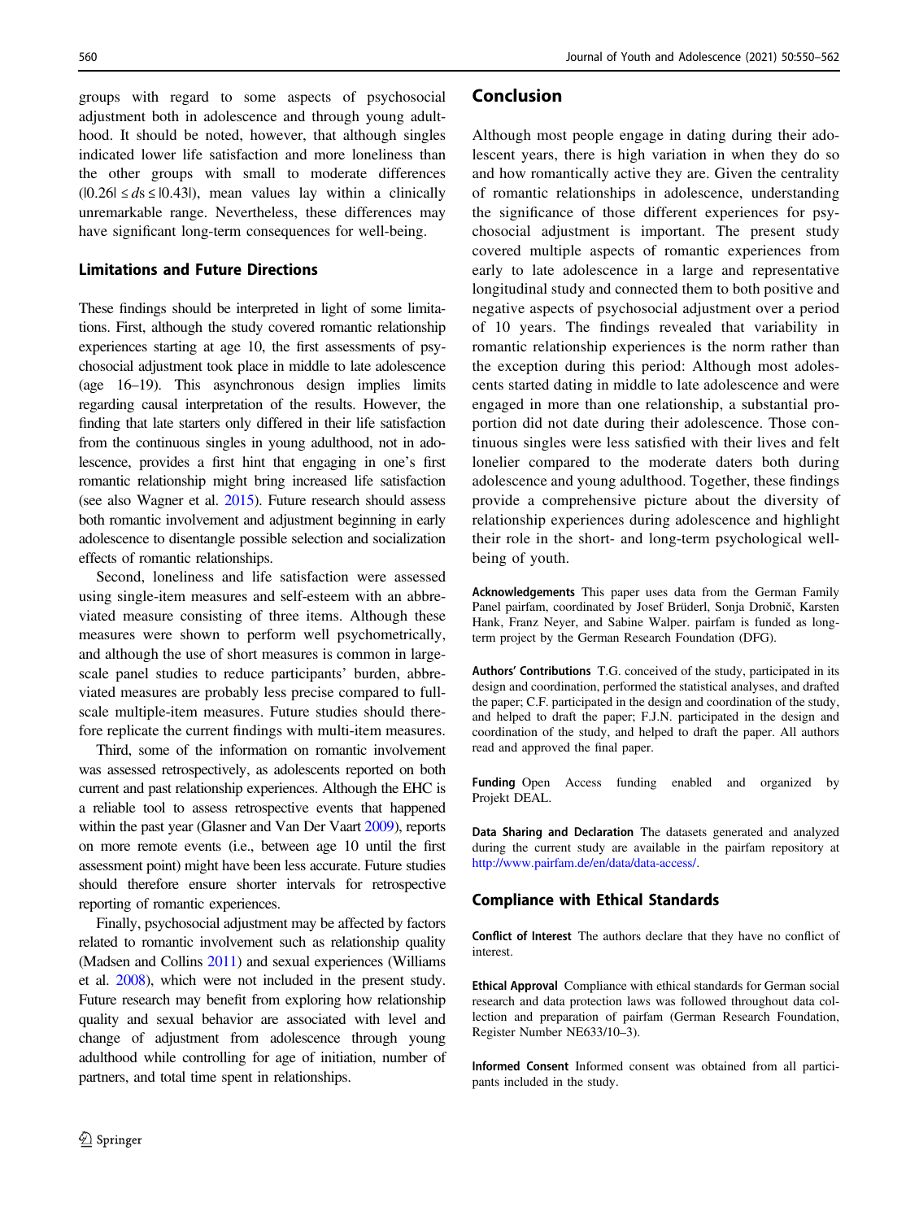groups with regard to some aspects of psychosocial adjustment both in adolescence and through young adulthood. It should be noted, however, that although singles indicated lower life satisfaction and more loneliness than the other groups with small to moderate differences ($|0.26| \leq ds \leq |0.43|$), mean values lay within a clinically unremarkable range. Nevertheless, these differences may have significant long-term consequences for well-being.

### Limitations and Future Directions

These findings should be interpreted in light of some limitations. First, although the study covered romantic relationship experiences starting at age 10, the first assessments of psychosocial adjustment took place in middle to late adolescence (age 16–19). This asynchronous design implies limits regarding causal interpretation of the results. However, the finding that late starters only differed in their life satisfaction from the continuous singles in young adulthood, not in adolescence, provides a first hint that engaging in one's first romantic relationship might bring increased life satisfaction (see also Wagner et al. 2015). Future research should assess both romantic involvement and adjustment beginning in early adolescence to disentangle possible selection and socialization effects of romantic relationships.

Second, loneliness and life satisfaction were assessed using single-item measures and self-esteem with an abbreviated measure consisting of three items. Although these measures were shown to perform well psychometrically, and although the use of short measures is common in large-scale panel studies to reduce participants' burden, abbreviated measures are probably less precise compared to full-scale multiple-item measures. Future studies should therefore replicate the current findings with multi-item measures.

Third, some of the information on romantic involvement was assessed retrospectively, as adolescents reported on both current and past relationship experiences. Although the EHC is a reliable tool to assess retrospective events that happened within the past year (Glasner and Van Der Vaart 2009), reports on more remote events (i.e., between age 10 until the first assessment point) might have been less accurate. Future studies should therefore ensure shorter intervals for retrospective reporting of romantic experiences.

Finally, psychosocial adjustment may be affected by factors related to romantic involvement such as relationship quality (Madsen and Collins 2011) and sexual experiences (Williams et al. 2008), which were not included in the present study. Future research may benefit from exploring how relationship quality and sexual behavior are associated with level and change of adjustment from adolescence through young adulthood while controlling for age of initiation, number of partners, and total time spent in relationships.

## Conclusion

Although most people engage in dating during their adolescent years, there is high variation in when they do so and how romantically active they are. Given the centrality of romantic relationships in adolescence, understanding the significance of those different experiences for psychosocial adjustment is important. The present study covered multiple aspects of romantic experiences from early to late adolescence in a large and representative longitudinal study and connected them to both positive and negative aspects of psychosocial adjustment over a period of 10 years. The findings revealed that variability in romantic relationship experiences is the norm rather than the exception during this period: Although most adolescents started dating in middle to late adolescence and were engaged in more than one relationship, a substantial proportion did not date during their adolescence. Those continuous singles were less satisfied with their lives and felt lonelier compared to the moderate daters both during adolescence and young adulthood. Together, these findings provide a comprehensive picture about the diversity of relationship experiences during adolescence and highlight their role in the short- and long-term psychological well-being of youth.

**Acknowledgements** This paper uses data from the German Family Panel pairfam, coordinated by Josef Brüderl, Sonja Drobnič, Karsten Hank, Franz Neyer, and Sabine Walper. pairfam is funded as long-term project by the German Research Foundation (DFG).

**Authors' Contributions** T.G. conceived of the study, participated in its design and coordination, performed the statistical analyses, and drafted the paper; C.F. participated in the design and coordination of the study, and helped to draft the paper; F.J.N. participated in the design and coordination of the study, and helped to draft the paper. All authors read and approved the final paper.

**Funding** Open Access funding enabled and organized by Projekt DEAL.

**Data Sharing and Declaration** The datasets generated and analyzed during the current study are available in the pairfam repository at http://www.pairfam.de/en/data/data-access/.

### Compliance with Ethical Standards

**Conflict of Interest** The authors declare that they have no conflict of interest.

**Ethical Approval** Compliance with ethical standards for German social research and data protection laws was followed throughout data collection and preparation of pairfam (German Research Foundation, Register Number NE633/10–3).

**Informed Consent** Informed consent was obtained from all participants included in the study.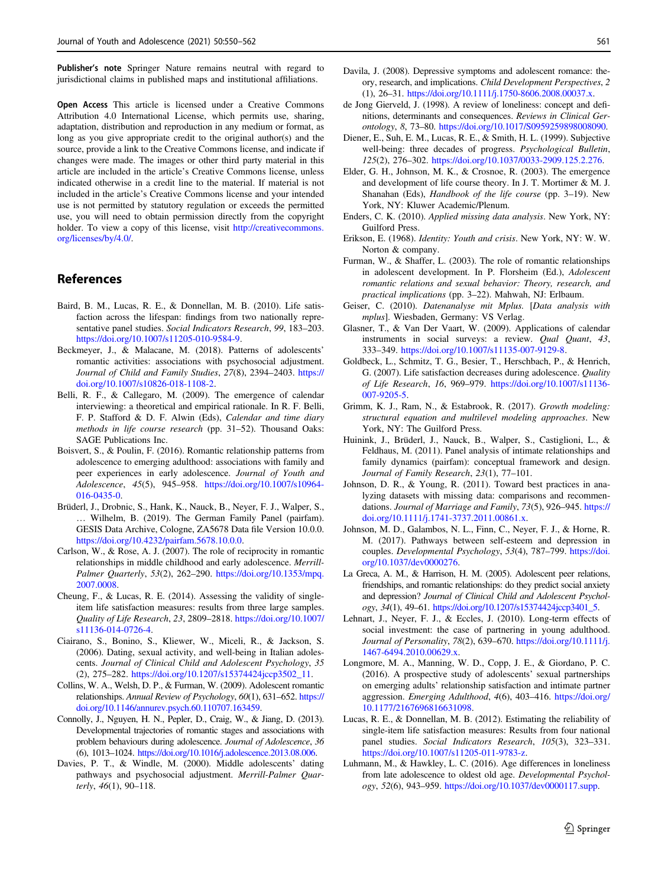**Publisher's note** Springer Nature remains neutral with regard to jurisdictional claims in published maps and institutional affiliations.

**Open Access** This article is licensed under a Creative Commons Attribution 4.0 International License, which permits use, sharing, adaptation, distribution and reproduction in any medium or format, as long as you give appropriate credit to the original author(s) and the source, provide a link to the Creative Commons license, and indicate if changes were made. The images or other third party material in this article are included in the article's Creative Commons license, unless indicated otherwise in a credit line to the material. If material is not included in the article's Creative Commons license and your intended use is not permitted by statutory regulation or exceeds the permitted use, you will need to obtain permission directly from the copyright holder. To view a copy of this license, visit http://creativecommons.org/licenses/by/4.0/.

## References

Baird, B. M., Lucas, R. E., & Donnellan, M. B. (2010). Life satisfaction across the lifespan: findings from two nationally representative panel studies. *Social Indicators Research*, *99*, 183–203. https://doi.org/10.1007/s11205-010-9584-9.

Beckmeyer, J., & Malacane, M. (2018). Patterns of adolescents' romantic activities: associations with psychosocial adjustment. *Journal of Child and Family Studies*, *27*(8), 2394–2403. https://doi.org/10.1007/s10826-018-1108-2.

Belli, R. F., & Callegaro, M. (2009). The emergence of calendar interviewing: a theoretical and empirical rationale. In R. F. Belli, F. P. Stafford & D. F. Alwin (Eds), *Calendar and time diary methods in life course research* (pp. 31–52). Thousand Oaks: SAGE Publications Inc.

Boisvert, S., & Poulin, F. (2016). Romantic relationship patterns from adolescence to emerging adulthood: associations with family and peer experiences in early adolescence. *Journal of Youth and Adolescence*, *45*(5), 945–958. https://doi.org/10.1007/s10964-016-0435-0.

Brüderl, J., Drobnic, S., Hank, K., Nauck, B., Neyer, F. J., Walper, S., … Wilhelm, B. (2019). The German Family Panel (pairfam). GESIS Data Archive, Cologne, ZA5678 Data file Version 10.0.0. https://doi.org/10.4232/pairfam.5678.10.0.0.

Carlson, W., & Rose, A. J. (2007). The role of reciprocity in romantic relationships in middle childhood and early adolescence. *Merrill-Palmer Quarterly*, *53*(2), 262–290. https://doi.org/10.1353/mpq.2007.0008.

Cheung, F., & Lucas, R. E. (2014). Assessing the validity of single-item life satisfaction measures: results from three large samples. *Quality of Life Research*, *23*, 2809–2818. https://doi.org/10.1007/s11136-014-0726-4.

Ciairano, S., Bonino, S., Kliewer, W., Miceli, R., & Jackson, S. (2006). Dating, sexual activity, and well-being in Italian adolescents. *Journal of Clinical Child and Adolescent Psychology*, *35*(2), 275–282. https://doi.org/10.1207/s15374424jccp3502_11.

Collins, W. A., Welsh, D. P., & Furman, W. (2009). Adolescent romantic relationships. *Annual Review of Psychology*, *60*(1), 631–652. https://doi.org/10.1146/annurev.psych.60.110707.163459.

Connolly, J., Nguyen, H. N., Pepler, D., Craig, W., & Jiang, D. (2013). Developmental trajectories of romantic stages and associations with problem behaviours during adolescence. *Journal of Adolescence*, *36*(6), 1013–1024. https://doi.org/10.1016/j.adolescence.2013.08.006.

Davies, P. T., & Windle, M. (2000). Middle adolescents' dating pathways and psychosocial adjustment. *Merrill-Palmer Quarterly*, *46*(1), 90–118.

Davila, J. (2008). Depressive symptoms and adolescent romance: theory, research, and implications. *Child Development Perspectives*, *2*(1), 26–31. https://doi.org/10.1111/j.1750-8606.2008.00037.x.

de Jong Gierveld, J. (1998). A review of loneliness: concept and definitions, determinants and consequences. *Reviews in Clinical Gerontology*, *8*, 73–80. https://doi.org/10.1017/S0959259898008090.

Diener, E., Suh, E. M., Lucas, R. E., & Smith, H. L. (1999). Subjective well-being: three decades of progress. *Psychological Bulletin*, *125*(2), 276–302. https://doi.org/10.1037/0033-2909.125.2.276.

Elder, G. H., Johnson, M. K., & Crosnoe, R. (2003). The emergence and development of life course theory. In J. T. Mortimer & M. J. Shanahan (Eds), *Handbook of the life course* (pp. 3–19). New York, NY: Kluwer Academic/Plenum.

Enders, C. K. (2010). *Applied missing data analysis*. New York, NY: Guilford Press.

Erikson, E. (1968). *Identity: Youth and crisis*. New York, NY: W. W. Norton & company.

Furman, W., & Shaffer, L. (2003). The role of romantic relationships in adolescent development. In P. Florsheim (Ed.), *Adolescent romantic relationships and sexual behavior: Theory, research, and practical implications* (pp. 3–22). Mahwah, NJ: Erlbaum.

Geiser, C. (2010). *Datenanalyse mit Mplus. [Data analysis with mplus]*. Wiesbaden, Germany: VS Verlag.

Glasner, T., & Van Der Vaart, W. (2009). Applications of calendar instruments in social surveys: a review. *Qual Quant*, *43*, 333–349. https://doi.org/10.1007/s11135-007-9129-8.

Goldbeck, L., Schmitz, T. G., Besier, T., Herschbach, P., & Henrich, G. (2007). Life satisfaction decreases during adolescence. *Quality of Life Research*, *16*, 969–979. https://doi.org/10.1007/s11136-007-9205-5.

Grimm, K. J., Ram, N., & Estabrook, R. (2017). *Growth modeling: structural equation and multilevel modeling approaches*. New York, NY: The Guilford Press.

Huinink, J., Brüderl, J., Nauck, B., Walper, S., Castiglioni, L., & Feldhaus, M. (2011). Panel analysis of intimate relationships and family dynamics (pairfam): conceptual framework and design. *Journal of Family Research*, *23*(1), 77–101.

Johnson, D. R., & Young, R. (2011). Toward best practices in analyzing datasets with missing data: comparisons and recommendations. *Journal of Marriage and Family*, *73*(5), 926–945. https://doi.org/10.1111/j.1741-3737.2011.00861.x.

Johnson, M. D., Galambos, N. L., Finn, C., Neyer, F. J., & Horne, R. M. (2017). Pathways between self-esteem and depression in couples. *Developmental Psychology*, *53*(4), 787–799. https://doi.org/10.1037/dev0000276.

La Greca, A. M., & Harrison, H. M. (2005). Adolescent peer relations, friendships, and romantic relationships: do they predict social anxiety and depression? *Journal of Clinical Child and Adolescent Psychology*, *34*(1), 49–61. https://doi.org/10.1207/s15374424jccp3401_5.

Lehnart, J., Neyer, F. J., & Eccles, J. (2010). Long-term effects of social investment: the case of partnering in young adulthood. *Journal of Personality*, *78*(2), 639–670. https://doi.org/10.1111/j.1467-6494.2010.00629.x.

Longmore, M. A., Manning, W. D., Copp, J. E., & Giordano, P. C. (2016). A prospective study of adolescents' sexual partnerships on emerging adults' relationship satisfaction and intimate partner aggression. *Emerging Adulthood*, *4*(6), 403–416. https://doi.org/10.1177/2167696816631098.

Lucas, R. E., & Donnellan, M. B. (2012). Estimating the reliability of single-item life satisfaction measures: Results from four national panel studies. *Social Indicators Research*, *105*(3), 323–331. https://doi.org/10.1007/s11205-011-9783-z.

Luhmann, M., & Hawkley, L. C. (2016). Age differences in loneliness from late adolescence to oldest old age. *Developmental Psychology*, *52*(6), 943–959. https://doi.org/10.1037/dev0000117.supp.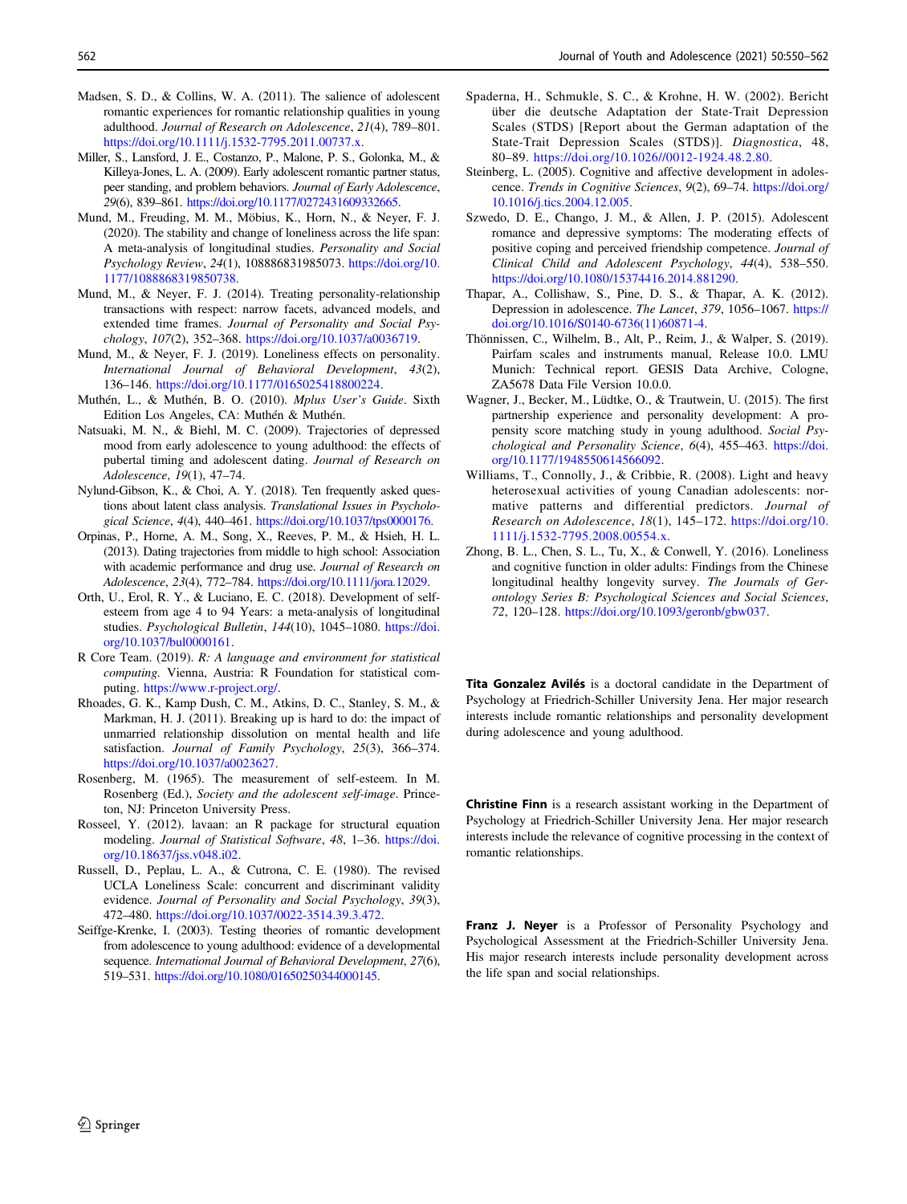Madsen, S. D., & Collins, W. A. (2011). The salience of adolescent romantic experiences for romantic relationship qualities in young adulthood. *Journal of Research on Adolescence*, *21*(4), 789–801. https://doi.org/10.1111/j.1532-7795.2011.00737.x.

Miller, S., Lansford, J. E., Costanzo, P., Malone, P. S., Golonka, M., & Killeya-Jones, L. A. (2009). Early adolescent romantic partner status, peer standing, and problem behaviors. *Journal of Early Adolescence*, *29*(6), 839–861. https://doi.org/10.1177/0272431609332665.

Mund, M., Freuding, M. M., Möbius, K., Horn, N., & Neyer, F. J. (2020). The stability and change of loneliness across the life span: A meta-analysis of longitudinal studies. *Personality and Social Psychology Review*, *24*(1), 108886831985073. https://doi.org/10.1177/1088868319850738.

Mund, M., & Neyer, F. J. (2014). Treating personality-relationship transactions with respect: narrow facets, advanced models, and extended time frames. *Journal of Personality and Social Psychology*, *107*(2), 352–368. https://doi.org/10.1037/a0036719.

Mund, M., & Neyer, F. J. (2019). Loneliness effects on personality. *International Journal of Behavioral Development*, *43*(2), 136–146. https://doi.org/10.1177/0165025418800224.

Muthén, L., & Muthén, B. O. (2010). *Mplus User's Guide*. Sixth Edition Los Angeles, CA: Muthén & Muthén.

Natsuaki, M. N., & Biehl, M. C. (2009). Trajectories of depressed mood from early adolescence to young adulthood: the effects of pubertal timing and adolescent dating. *Journal of Research on Adolescence*, *19*(1), 47–74.

Nylund-Gibson, K., & Choi, A. Y. (2018). Ten frequently asked questions about latent class analysis. *Translational Issues in Psychological Science*, *4*(4), 440–461. https://doi.org/10.1037/tps0000176.

Orpinas, P., Horne, A. M., Song, X., Reeves, P. M., & Hsieh, H. L. (2013). Dating trajectories from middle to high school: Association with academic performance and drug use. *Journal of Research on Adolescence*, *23*(4), 772–784. https://doi.org/10.1111/jora.12029.

Orth, U., Erol, R. Y., & Luciano, E. C. (2018). Development of self-esteem from age 4 to 94 Years: a meta-analysis of longitudinal studies. *Psychological Bulletin*, *144*(10), 1045–1080. https://doi.org/10.1037/bul0000161.

R Core Team. (2019). *R: A language and environment for statistical computing*. Vienna, Austria: R Foundation for statistical computing. https://www.r-project.org/.

Rhoades, G. K., Kamp Dush, C. M., Atkins, D. C., Stanley, S. M., & Markman, H. J. (2011). Breaking up is hard to do: the impact of unmarried relationship dissolution on mental health and life satisfaction. *Journal of Family Psychology*, *25*(3), 366–374. https://doi.org/10.1037/a0023627.

Rosenberg, M. (1965). The measurement of self-esteem. In M. Rosenberg (Ed.), *Society and the adolescent self-image*. Princeton, NJ: Princeton University Press.

Rosseel, Y. (2012). lavaan: an R package for structural equation modeling. *Journal of Statistical Software*, *48*, 1–36. https://doi.org/10.18637/jss.v048.i02.

Russell, D., Peplau, L. A., & Cutrona, C. E. (1980). The revised UCLA Loneliness Scale: concurrent and discriminant validity evidence. *Journal of Personality and Social Psychology*, *39*(3), 472–480. https://doi.org/10.1037/0022-3514.39.3.472.

Seiffge-Krenke, I. (2003). Testing theories of romantic development from adolescence to young adulthood: evidence of a developmental sequence. *International Journal of Behavioral Development*, *27*(6), 519–531. https://doi.org/10.1080/01650250344000145.

Spaderna, H., Schmukle, S. C., & Krohne, H. W. (2002). Bericht über die deutsche Adaptation der State-Trait Depression Scales (STDS) [Report about the German adaptation of the State-Trait Depression Scales (STDS)]. *Diagnostica*, 48, 80–89. https://doi.org/10.1026//0012-1924.48.2.80.

Steinberg, L. (2005). Cognitive and affective development in adolescence. *Trends in Cognitive Sciences*, *9*(2), 69–74. https://doi.org/10.1016/j.tics.2004.12.005.

Szwedo, D. E., Chango, J. M., & Allen, J. P. (2015). Adolescent romance and depressive symptoms: The moderating effects of positive coping and perceived friendship competence. *Journal of Clinical Child and Adolescent Psychology*, *44*(4), 538–550. https://doi.org/10.1080/15374416.2014.881290.

Thapar, A., Collishaw, S., Pine, D. S., & Thapar, A. K. (2012). Depression in adolescence. *The Lancet*, *379*, 1056–1067. https://doi.org/10.1016/S0140-6736(11)60871-4.

Thönnissen, C., Wilhelm, B., Alt, P., Reim, J., & Walper, S. (2019). Pairfam scales and instruments manual, Release 10.0. LMU Munich: Technical report. GESIS Data Archive, Cologne, ZA5678 Data File Version 10.0.0.

Wagner, J., Becker, M., Lüdtke, O., & Trautwein, U. (2015). The first partnership experience and personality development: A propensity score matching study in young adulthood. *Social Psychological and Personality Science*, *6*(4), 455–463. https://doi.org/10.1177/1948550614566092.

Williams, T., Connolly, J., & Cribbie, R. (2008). Light and heavy heterosexual activities of young Canadian adolescents: normative patterns and differential predictors. *Journal of Research on Adolescence*, *18*(1), 145–172. https://doi.org/10.1111/j.1532-7795.2008.00554.x.

Zhong, B. L., Chen, S. L., Tu, X., & Conwell, Y. (2016). Loneliness and cognitive function in older adults: Findings from the Chinese longitudinal healthy longevity survey. *The Journals of Gerontology Series B: Psychological Sciences and Social Sciences*, *72*, 120–128. https://doi.org/10.1093/geronb/gbw037.

**Tita Gonzalez Avilés** is a doctoral candidate in the Department of Psychology at Friedrich-Schiller University Jena. Her major research interests include romantic relationships and personality development during adolescence and young adulthood.

**Christine Finn** is a research assistant working in the Department of Psychology at Friedrich-Schiller University Jena. Her major research interests include the relevance of cognitive processing in the context of romantic relationships.

**Franz J. Neyer** is a Professor of Personality Psychology and Psychological Assessment at the Friedrich-Schiller University Jena. His major research interests include personality development across the life span and social relationships.